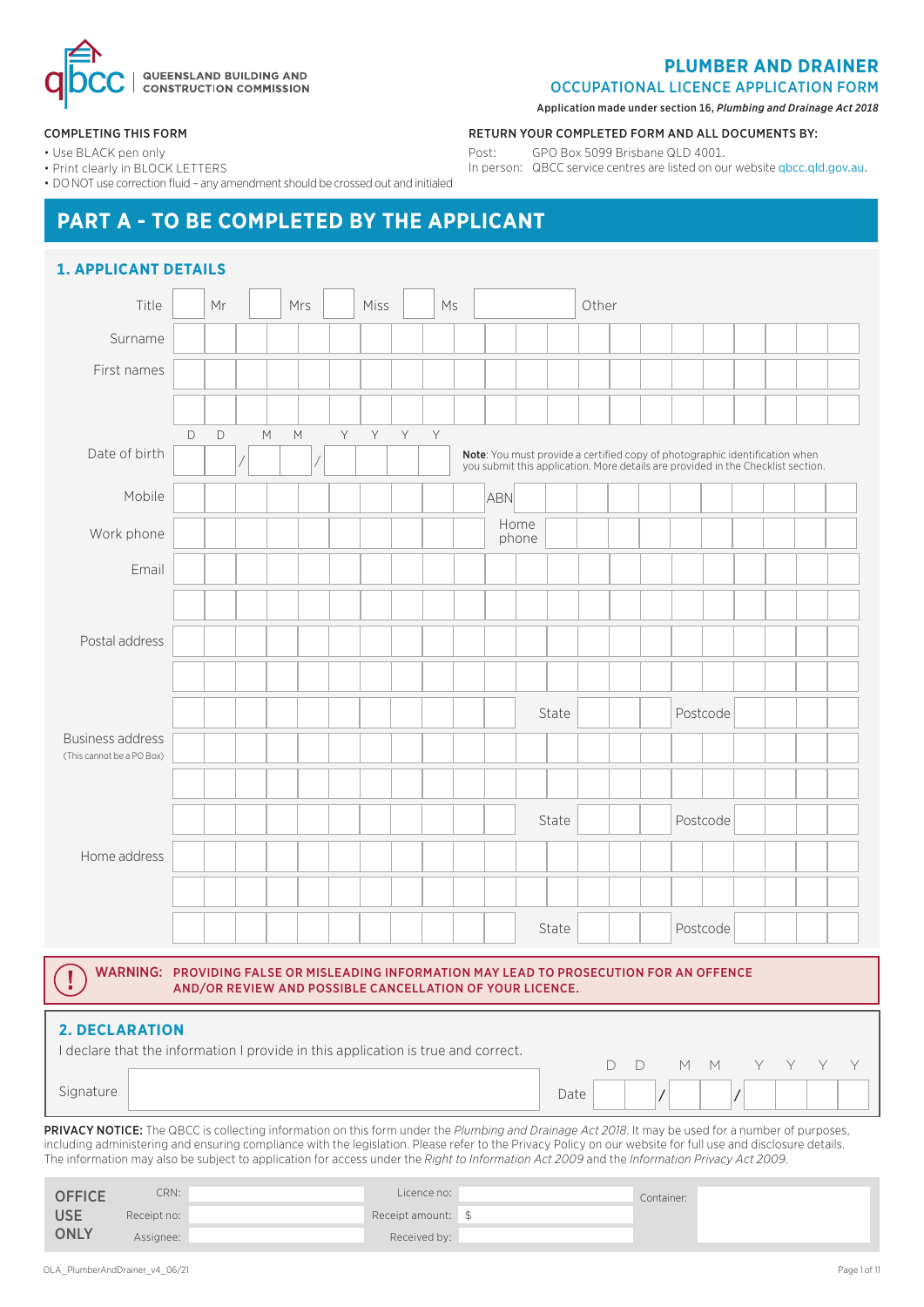QUEENSLAND BUILDING AND CONSTRUCTION COMMISSION

# PLUMBER AND DRAINER

## OCCUPATIONAL LICENCE APPLICATION FORM

Application made under section 16, *Plumbing and Drainage Act 2018*

**COMPLETING THIS FORM**

- Use BLACK pen only
- Print clearly in BLOCK LETTERS
- DO NOT use correction fluid – any amendment should be crossed out and initialed

**RETURN YOUR COMPLETED FORM AND ALL DOCUMENTS BY:**

Post: GPO Box 5099 Brisbane QLD 4001.
In person: QBCC service centres are listed on our website qbcc.qld.gov.au.

# PART A - TO BE COMPLETED BY THE APPLICANT

## 1. APPLICANT DETAILS

Title: ☐ Mr ☐ Mrs ☐ Miss ☐ Ms ☐ Other ______

Surname: ______

First names: ______

Date of birth: DD / MM / YYYY

**Note**: You must provide a certified copy of photographic identification when you submit this application. More details are provided in the Checklist section.

Mobile: ______ ABN: ______

Work phone: ______ Home phone: ______

Email: ______

Postal address: ______ State ______ Postcode ______

Business address (This cannot be a PO Box): ______ State ______ Postcode ______

Home address: ______ State ______ Postcode ______

**WARNING: PROVIDING FALSE OR MISLEADING INFORMATION MAY LEAD TO PROSECUTION FOR AN OFFENCE AND/OR REVIEW AND POSSIBLE CANCELLATION OF YOUR LICENCE.**

## 2. DECLARATION

I declare that the information I provide in this application is true and correct.

Signature: ______ Date: DD / MM / YYYY

**PRIVACY NOTICE:** The QBCC is collecting information on this form under the *Plumbing and Drainage Act 2018*. It may be used for a number of purposes, including administering and ensuring compliance with the legislation. Please refer to the Privacy Policy on our website for full use and disclosure details. The information may also be subject to application for access under the *Right to Information Act 2009* and the *Information Privacy Act 2009*.

| OFFICE USE ONLY | | | | |
|---|---|---|---|---|
| CRN: | | Licence no: | | Container: |
| Receipt no: | | Receipt amount: | $ | |
| Assignee: | | Received by: | | |

OLA_PlumberAndDrainer_v4_06/21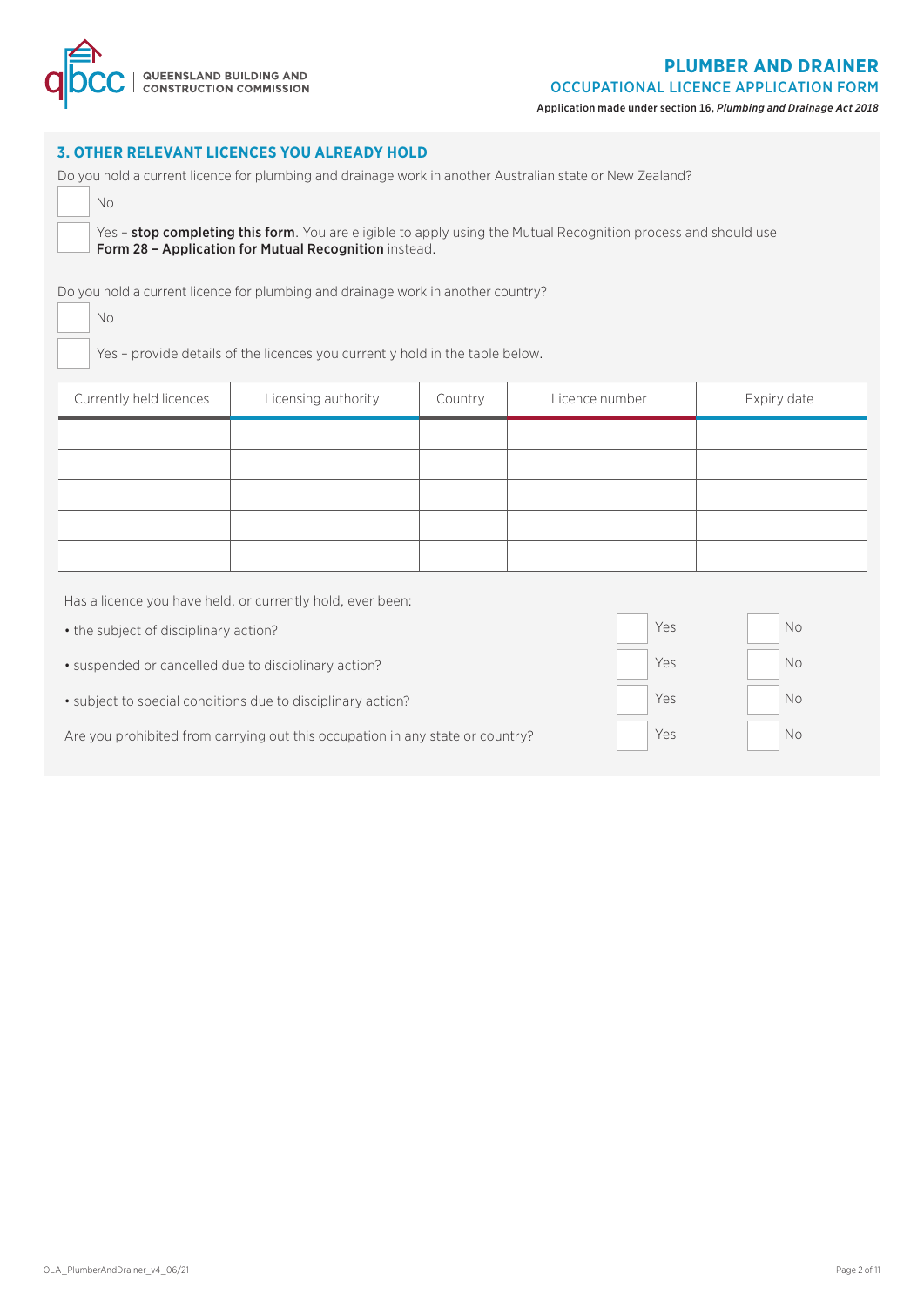## 3. OTHER RELEVANT LICENCES YOU ALREADY HOLD

Do you hold a current licence for plumbing and drainage work in another Australian state or New Zealand?

- ☐ No
- ☐ Yes – **stop completing this form**. You are eligible to apply using the Mutual Recognition process and should use **Form 28 – Application for Mutual Recognition** instead.

Do you hold a current licence for plumbing and drainage work in another country?

- ☐ No
- ☐ Yes – provide details of the licences you currently hold in the table below.

| Currently held licences | Licensing authority | Country | Licence number | Expiry date |
|---|---|---|---|---|
| | | | | |
| | | | | |
| | | | | |
| | | | | |
| | | | | |

Has a licence you have held, or currently hold, ever been:

- the subject of disciplinary action? ☐ Yes ☐ No
- suspended or cancelled due to disciplinary action? ☐ Yes ☐ No
- subject to special conditions due to disciplinary action? ☐ Yes ☐ No

Are you prohibited from carrying out this occupation in any state or country? ☐ Yes ☐ No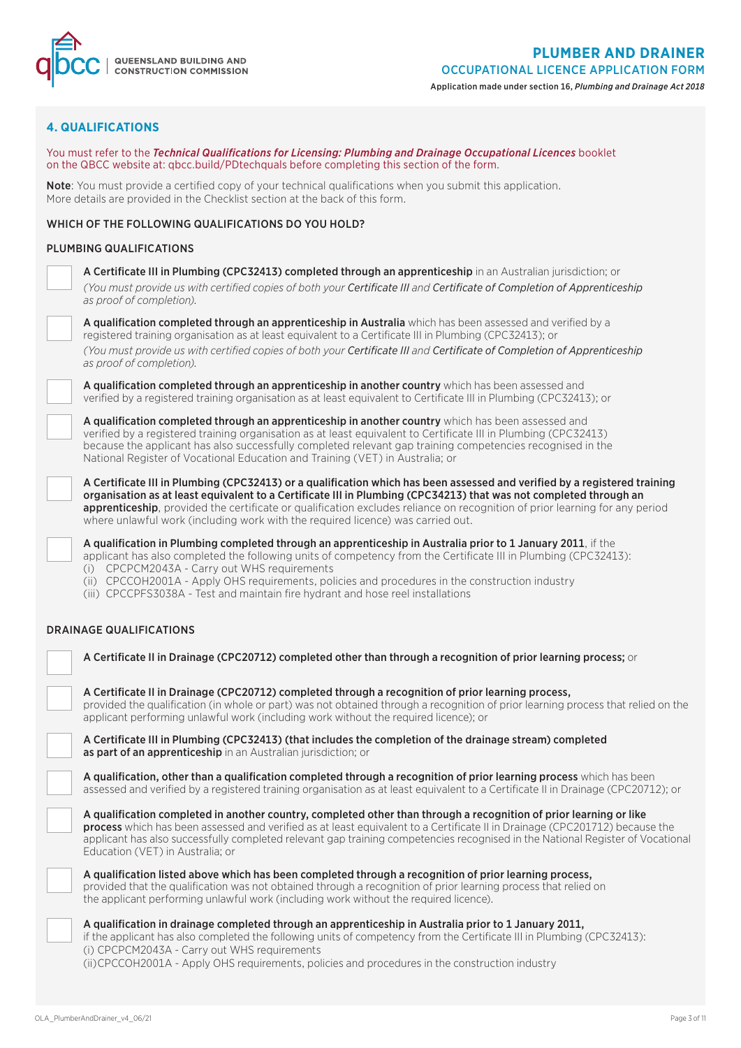## 4. QUALIFICATIONS

You must refer to the ***Technical Qualifications for Licensing: Plumbing and Drainage Occupational Licences*** booklet on the QBCC website at: qbcc.build/PDtechquals before completing this section of the form.

**Note**: You must provide a certified copy of your technical qualifications when you submit this application. More details are provided in the Checklist section at the back of this form.

### WHICH OF THE FOLLOWING QUALIFICATIONS DO YOU HOLD?

### PLUMBING QUALIFICATIONS

- ☐ **A Certificate III in Plumbing (CPC32413) completed through an apprenticeship** in an Australian jurisdiction; or
  *(You must provide us with certified copies of both your **Certificate III** and **Certificate of Completion of Apprenticeship** as proof of completion).*

- ☐ **A qualification completed through an apprenticeship in Australia** which has been assessed and verified by a registered training organisation as at least equivalent to a Certificate III in Plumbing (CPC32413); or
  *(You must provide us with certified copies of both your **Certificate III** and **Certificate of Completion of Apprenticeship** as proof of completion).*

- ☐ **A qualification completed through an apprenticeship in another country** which has been assessed and verified by a registered training organisation as at least equivalent to Certificate III in Plumbing (CPC32413); or

- ☐ **A qualification completed through an apprenticeship in another country** which has been assessed and verified by a registered training organisation as at least equivalent to Certificate III in Plumbing (CPC32413) because the applicant has also successfully completed relevant gap training competencies recognised in the National Register of Vocational Education and Training (VET) in Australia; or

- ☐ **A Certificate III in Plumbing (CPC32413) or a qualification which has been assessed and verified by a registered training organisation as at least equivalent to a Certificate III in Plumbing (CPC34213) that was not completed through an apprenticeship**, provided the certificate or qualification excludes reliance on recognition of prior learning for any period where unlawful work (including work with the required licence) was carried out.

- ☐ **A qualification in Plumbing completed through an apprenticeship in Australia prior to 1 January 2011**, if the applicant has also completed the following units of competency from the Certificate III in Plumbing (CPC32413):
  (i) CPCPCM2043A - Carry out WHS requirements
  (ii) CPCCOH2001A - Apply OHS requirements, policies and procedures in the construction industry
  (iii) CPCCPFS3038A - Test and maintain fire hydrant and hose reel installations

### DRAINAGE QUALIFICATIONS

- ☐ **A Certificate II in Drainage (CPC20712) completed other than through a recognition of prior learning process;** or

- ☐ **A Certificate II in Drainage (CPC20712) completed through a recognition of prior learning process,** provided the qualification (in whole or part) was not obtained through a recognition of prior learning process that relied on the applicant performing unlawful work (including work without the required licence); or

- ☐ **A Certificate III in Plumbing (CPC32413) (that includes the completion of the drainage stream) completed as part of an apprenticeship** in an Australian jurisdiction; or

- ☐ **A qualification, other than a qualification completed through a recognition of prior learning process** which has been assessed and verified by a registered training organisation as at least equivalent to a Certificate II in Drainage (CPC20712); or

- ☐ **A qualification completed in another country, completed other than through a recognition of prior learning or like process** which has been assessed and verified as at least equivalent to a Certificate II in Drainage (CPC201712) because the applicant has also successfully completed relevant gap training competencies recognised in the National Register of Vocational Education (VET) in Australia; or

- ☐ **A qualification listed above which has been completed through a recognition of prior learning process,** provided that the qualification was not obtained through a recognition of prior learning process that relied on the applicant performing unlawful work (including work without the required licence).

- ☐ **A qualification in drainage completed through an apprenticeship in Australia prior to 1 January 2011,** if the applicant has also completed the following units of competency from the Certificate III in Plumbing (CPC32413):
  (i) CPCPCM2043A - Carry out WHS requirements
  (ii) CPCCOH2001A - Apply OHS requirements, policies and procedures in the construction industry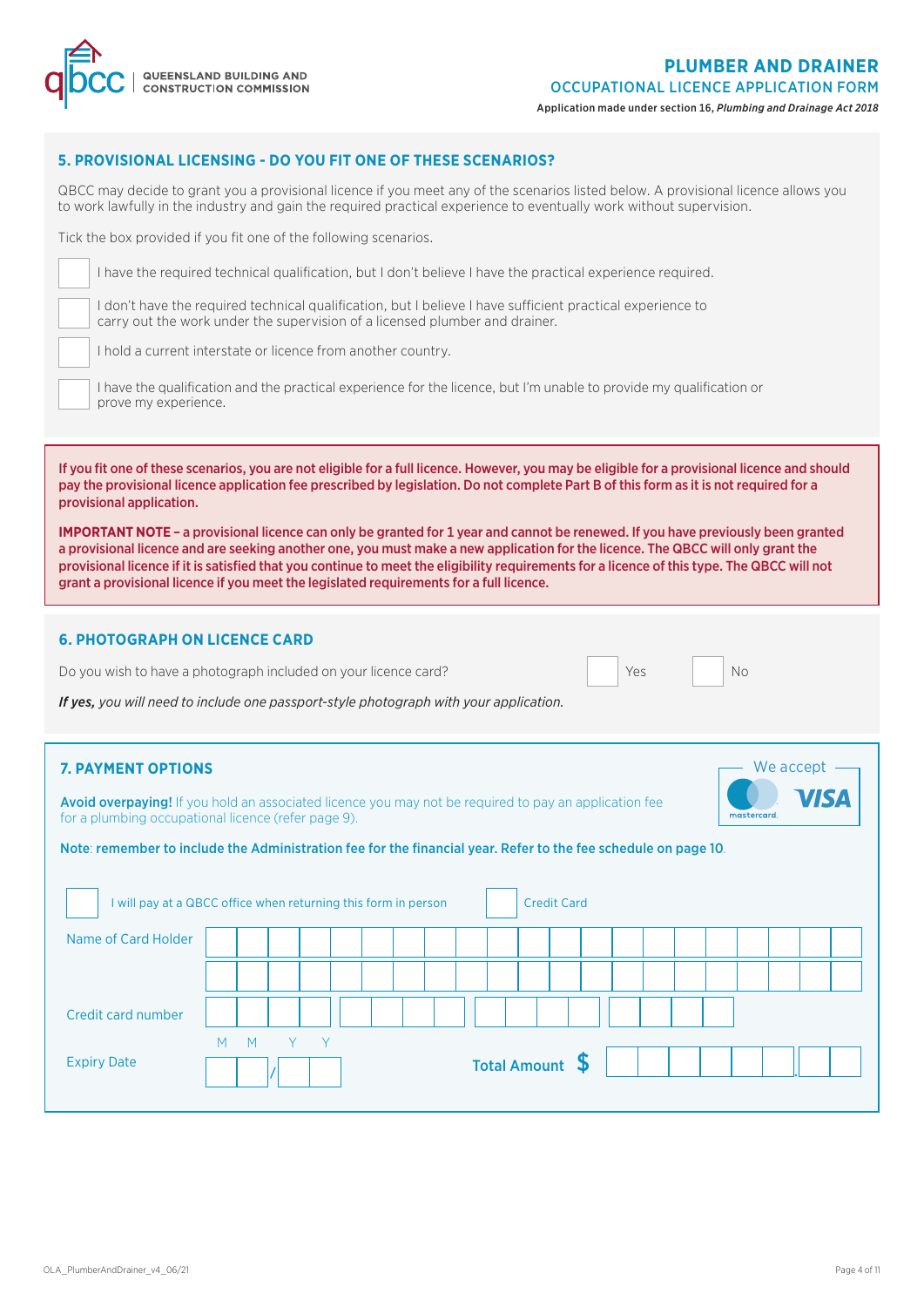## 5. PROVISIONAL LICENSING - DO YOU FIT ONE OF THESE SCENARIOS?

QBCC may decide to grant you a provisional licence if you meet any of the scenarios listed below. A provisional licence allows you to work lawfully in the industry and gain the required practical experience to eventually work without supervision.

Tick the box provided if you fit one of the following scenarios.

- ☐ I have the required technical qualification, but I don't believe I have the practical experience required.
- ☐ I don't have the required technical qualification, but I believe I have sufficient practical experience to carry out the work under the supervision of a licensed plumber and drainer.
- ☐ I hold a current interstate or licence from another country.
- ☐ I have the qualification and the practical experience for the licence, but I'm unable to provide my qualification or prove my experience.

**If you fit one of these scenarios, you are not eligible for a full licence. However, you may be eligible for a provisional licence and should pay the provisional licence application fee prescribed by legislation. Do not complete Part B of this form as it is not required for a provisional application.**

**IMPORTANT NOTE – a provisional licence can only be granted for 1 year and cannot be renewed. If you have previously been granted a provisional licence and are seeking another one, you must make a new application for the licence. The QBCC will only grant the provisional licence if it is satisfied that you continue to meet the eligibility requirements for a licence of this type. The QBCC will not grant a provisional licence if you meet the legislated requirements for a full licence.**

## 6. PHOTOGRAPH ON LICENCE CARD

Do you wish to have a photograph included on your licence card? ☐ Yes ☐ No

***If yes,*** *you will need to include one passport-style photograph with your application.*

## 7. PAYMENT OPTIONS

We accept: mastercard, VISA

**Avoid overpaying!** If you hold an associated licence you may not be required to pay an application fee for a plumbing occupational licence (refer page 9).

**Note: remember to include the Administration fee for the financial year. Refer to the fee schedule on page 10.**

☐ I will pay at a QBCC office when returning this form in person ☐ Credit Card

Name of Card Holder: ______________________________

______________________________

Credit card number: ____ ____ ____ ____

Expiry Date: M M / Y Y

**Total Amount $** ____________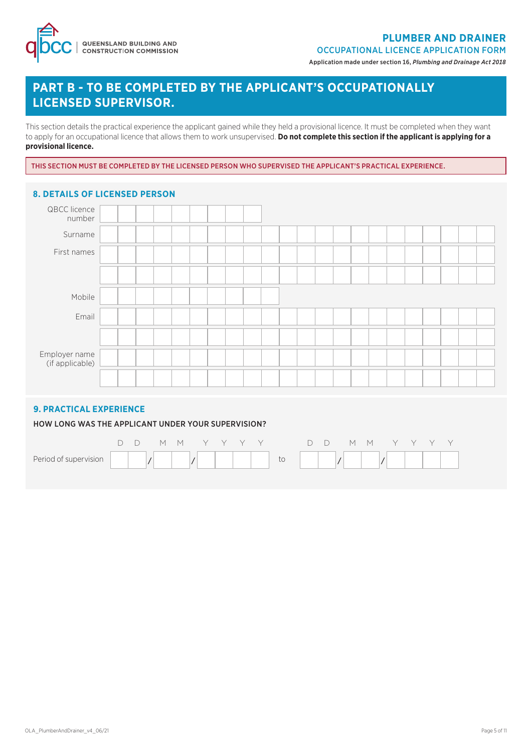**PLUMBER AND DRAINER**
OCCUPATIONAL LICENCE APPLICATION FORM

Application made under section 16, *Plumbing and Drainage Act 2018*

# PART B - TO BE COMPLETED BY THE APPLICANT'S OCCUPATIONALLY LICENSED SUPERVISOR.

This section details the practical experience the applicant gained while they held a provisional licence. It must be completed when they want to apply for an occupational licence that allows them to work unsupervised. **Do not complete this section if the applicant is applying for a provisional licence.**

THIS SECTION MUST BE COMPLETED BY THE LICENSED PERSON WHO SUPERVISED THE APPLICANT'S PRACTICAL EXPERIENCE.

## 8. DETAILS OF LICENSED PERSON

QBCC licence number

Surname

First names

Mobile

Email

Employer name (if applicable)

## 9. PRACTICAL EXPERIENCE

### HOW LONG WAS THE APPLICANT UNDER YOUR SUPERVISION?

Period of supervision DD/MM/YYYY to DD/MM/YYYY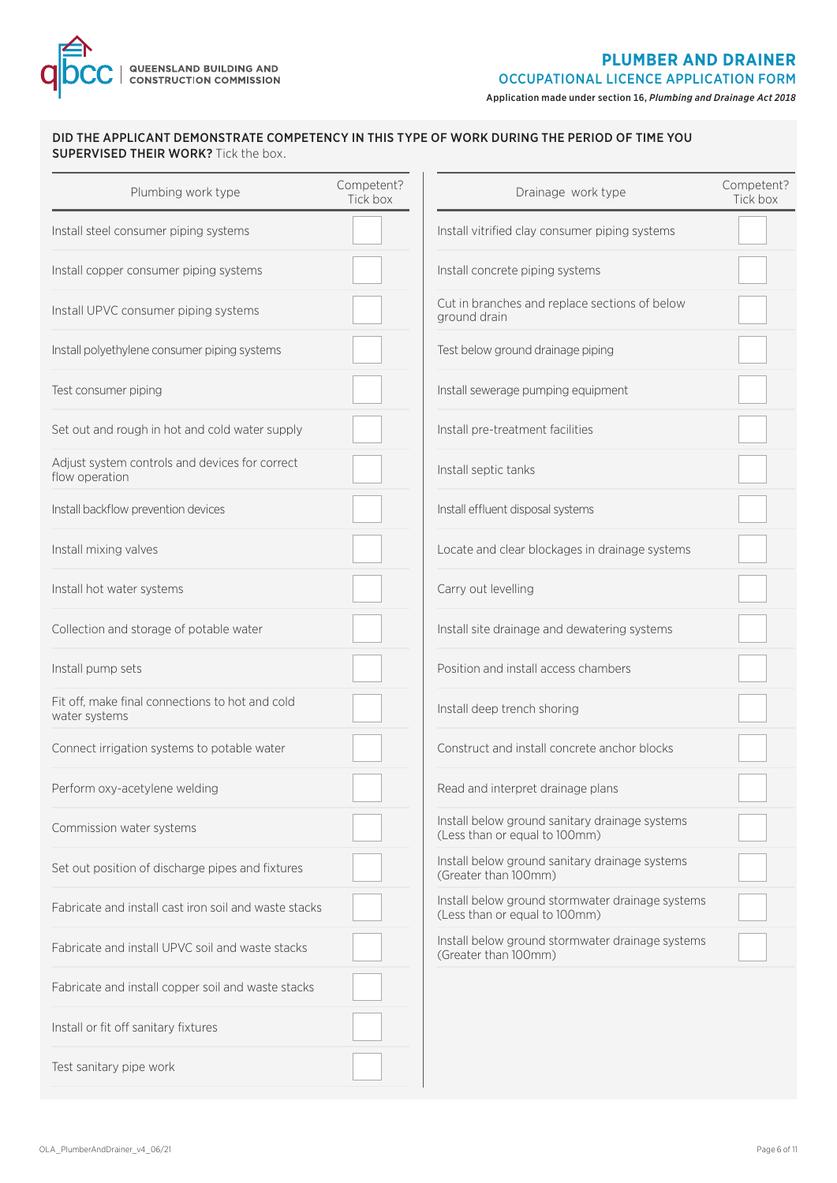**DID THE APPLICANT DEMONSTRATE COMPETENCY IN THIS TYPE OF WORK DURING THE PERIOD OF TIME YOU SUPERVISED THEIR WORK?** Tick the box.

| Plumbing work type | Competent? Tick box |
|---|---|
| Install steel consumer piping systems | ☐ |
| Install copper consumer piping systems | ☐ |
| Install UPVC consumer piping systems | ☐ |
| Install polyethylene consumer piping systems | ☐ |
| Test consumer piping | ☐ |
| Set out and rough in hot and cold water supply | ☐ |
| Adjust system controls and devices for correct flow operation | ☐ |
| Install backflow prevention devices | ☐ |
| Install mixing valves | ☐ |
| Install hot water systems | ☐ |
| Collection and storage of potable water | ☐ |
| Install pump sets | ☐ |
| Fit off, make final connections to hot and cold water systems | ☐ |
| Connect irrigation systems to potable water | ☐ |
| Perform oxy-acetylene welding | ☐ |
| Commission water systems | ☐ |
| Set out position of discharge pipes and fixtures | ☐ |
| Fabricate and install cast iron soil and waste stacks | ☐ |
| Fabricate and install UPVC soil and waste stacks | ☐ |
| Fabricate and install copper soil and waste stacks | ☐ |
| Install or fit off sanitary fixtures | ☐ |
| Test sanitary pipe work | ☐ |

| Drainage work type | Competent? Tick box |
|---|---|
| Install vitrified clay consumer piping systems | ☐ |
| Install concrete piping systems | ☐ |
| Cut in branches and replace sections of below ground drain | ☐ |
| Test below ground drainage piping | ☐ |
| Install sewerage pumping equipment | ☐ |
| Install pre-treatment facilities | ☐ |
| Install septic tanks | ☐ |
| Install effluent disposal systems | ☐ |
| Locate and clear blockages in drainage systems | ☐ |
| Carry out levelling | ☐ |
| Install site drainage and dewatering systems | ☐ |
| Position and install access chambers | ☐ |
| Install deep trench shoring | ☐ |
| Construct and install concrete anchor blocks | ☐ |
| Read and interpret drainage plans | ☐ |
| Install below ground sanitary drainage systems (Less than or equal to 100mm) | ☐ |
| Install below ground sanitary drainage systems (Greater than 100mm) | ☐ |
| Install below ground stormwater drainage systems (Less than or equal to 100mm) | ☐ |
| Install below ground stormwater drainage systems (Greater than 100mm) | ☐ |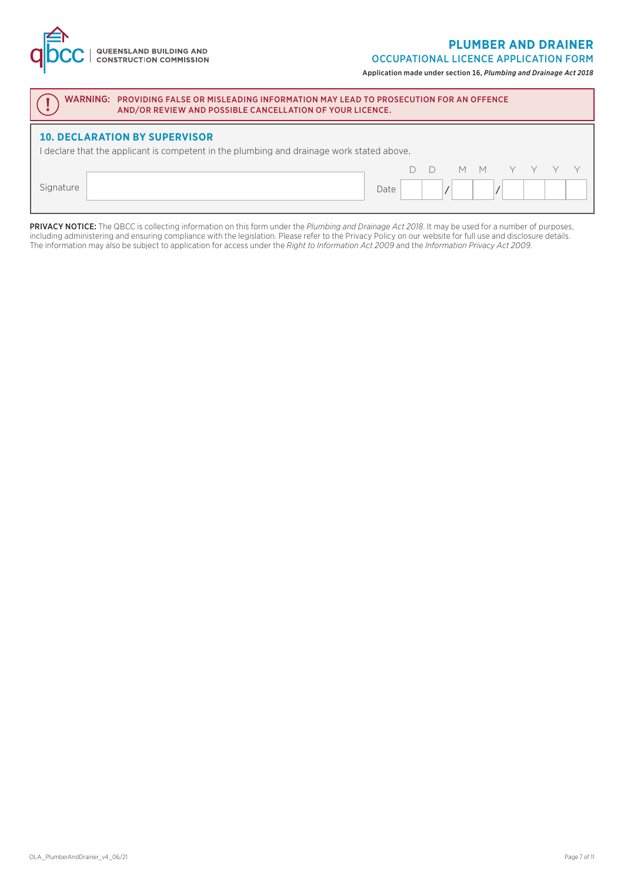**QUEENSLAND BUILDING AND CONSTRUCTION COMMISSION**

# PLUMBER AND DRAINER

## OCCUPATIONAL LICENCE APPLICATION FORM

Application made under section 16, *Plumbing and Drainage Act 2018*

**WARNING: PROVIDING FALSE OR MISLEADING INFORMATION MAY LEAD TO PROSECUTION FOR AN OFFENCE AND/OR REVIEW AND POSSIBLE CANCELLATION OF YOUR LICENCE.**

### 10. DECLARATION BY SUPERVISOR

I declare that the applicant is competent in the plumbing and drainage work stated above.

Signature ______________________ Date DD / MM / YYYY

**PRIVACY NOTICE:** The QBCC is collecting information on this form under the *Plumbing and Drainage Act 2018*. It may be used for a number of purposes, including administering and ensuring compliance with the legislation. Please refer to the Privacy Policy on our website for full use and disclosure details. The information may also be subject to application for access under the *Right to Information Act 2009* and the *Information Privacy Act 2009*.

OLA_PlumberAndDrainer_v4_06/21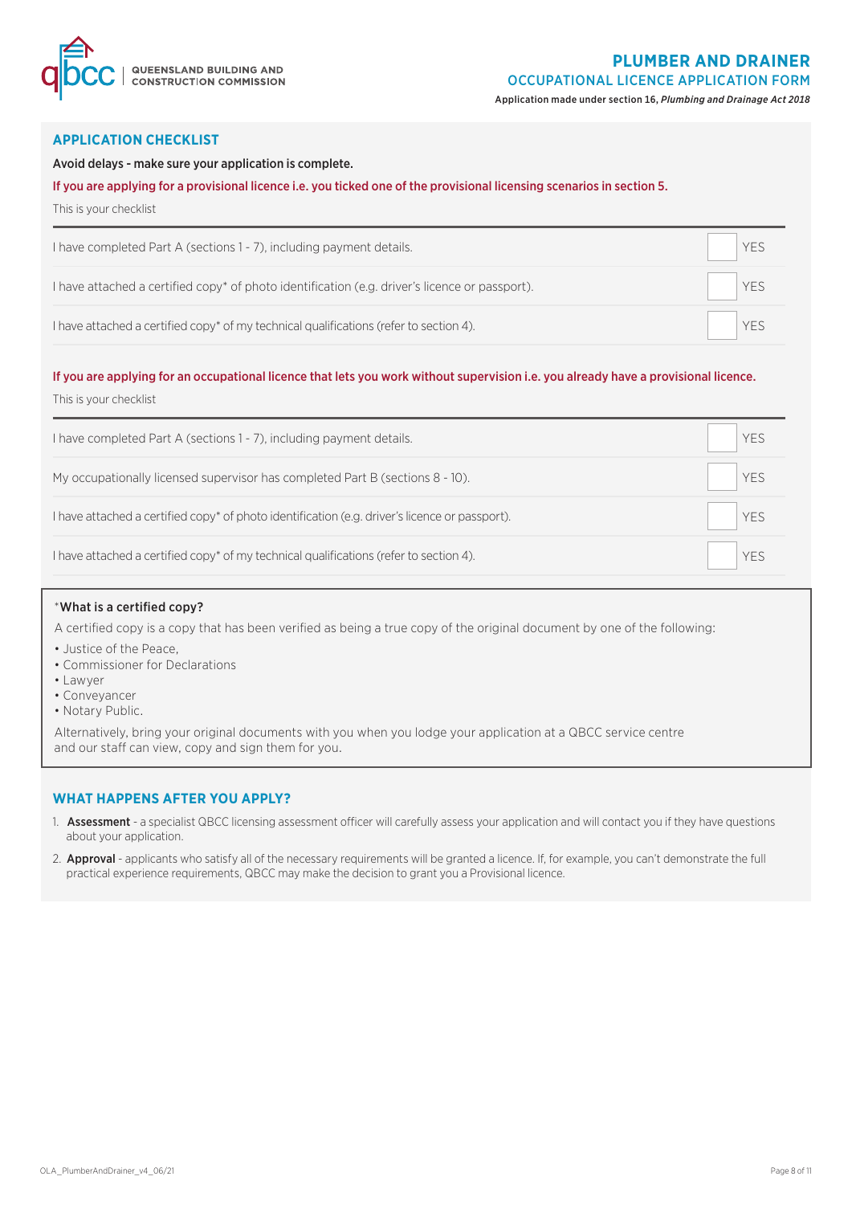**PLUMBER AND DRAINER**
**OCCUPATIONAL LICENCE APPLICATION FORM**

Application made under section 16, *Plumbing and Drainage Act 2018*

## APPLICATION CHECKLIST

**Avoid delays - make sure your application is complete.**

**If you are applying for a provisional licence i.e. you ticked one of the provisional licensing scenarios in section 5.**

This is your checklist

| | |
|---|---|
| I have completed Part A (sections 1 - 7), including payment details. | ☐ YES |
| I have attached a certified copy* of photo identification (e.g. driver's licence or passport). | ☐ YES |
| I have attached a certified copy* of my technical qualifications (refer to section 4). | ☐ YES |

**If you are applying for an occupational licence that lets you work without supervision i.e. you already have a provisional licence.**

This is your checklist

| | |
|---|---|
| I have completed Part A (sections 1 - 7), including payment details. | ☐ YES |
| My occupationally licensed supervisor has completed Part B (sections 8 - 10). | ☐ YES |
| I have attached a certified copy* of photo identification (e.g. driver's licence or passport). | ☐ YES |
| I have attached a certified copy* of my technical qualifications (refer to section 4). | ☐ YES |

***What is a certified copy?**

A certified copy is a copy that has been verified as being a true copy of the original document by one of the following:

- Justice of the Peace,
- Commissioner for Declarations
- Lawyer
- Conveyancer
- Notary Public.

Alternatively, bring your original documents with you when you lodge your application at a QBCC service centre and our staff can view, copy and sign them for you.

## WHAT HAPPENS AFTER YOU APPLY?

1. **Assessment** - a specialist QBCC licensing assessment officer will carefully assess your application and will contact you if they have questions about your application.
2. **Approval** - applicants who satisfy all of the necessary requirements will be granted a licence. If, for example, you can't demonstrate the full practical experience requirements, QBCC may make the decision to grant you a Provisional licence.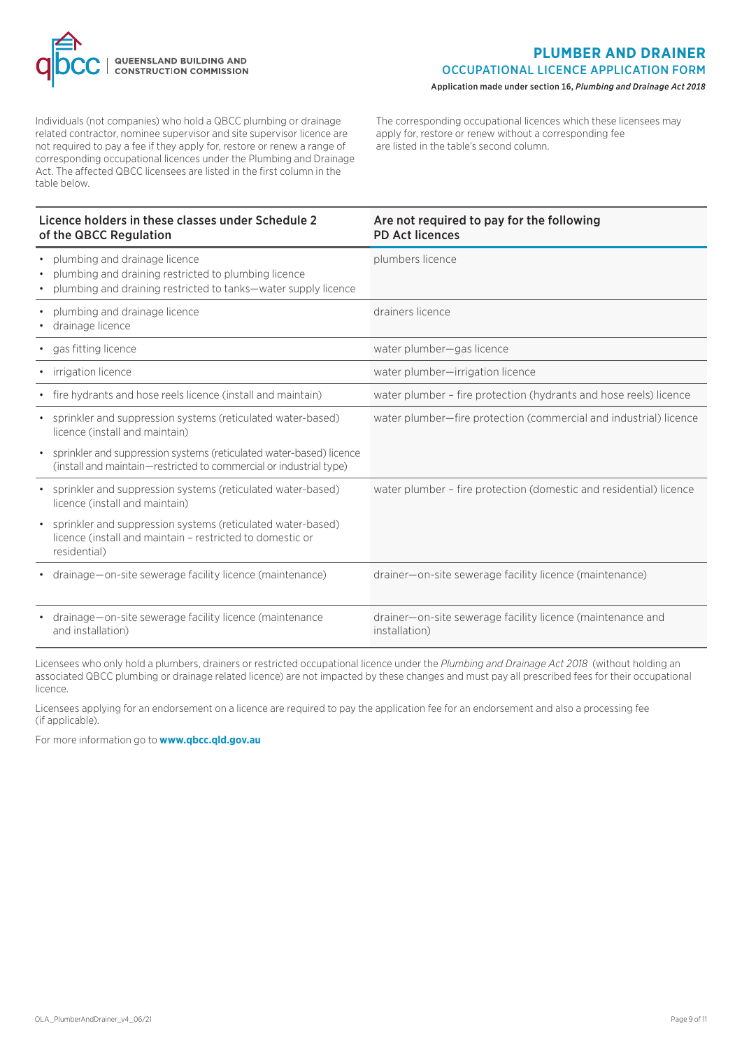Individuals (not companies) who hold a QBCC plumbing or drainage related contractor, nominee supervisor and site supervisor licence are not required to pay a fee if they apply for, restore or renew a range of corresponding occupational licences under the Plumbing and Drainage Act. The affected QBCC licensees are listed in the first column in the table below.

The corresponding occupational licences which these licensees may apply for, restore or renew without a corresponding fee are listed in the table's second column.

| Licence holders in these classes under Schedule 2 of the QBCC Regulation | Are not required to pay for the following PD Act licences |
|---|---|
| • plumbing and drainage licence<br>• plumbing and draining restricted to plumbing licence<br>• plumbing and draining restricted to tanks—water supply licence | plumbers licence |
| • plumbing and drainage licence<br>• drainage licence | drainers licence |
| • gas fitting licence | water plumber—gas licence |
| • irrigation licence | water plumber—irrigation licence |
| • fire hydrants and hose reels licence (install and maintain) | water plumber – fire protection (hydrants and hose reels) licence |
| • sprinkler and suppression systems (reticulated water-based) licence (install and maintain)<br>• sprinkler and suppression systems (reticulated water-based) licence (install and maintain—restricted to commercial or industrial type) | water plumber—fire protection (commercial and industrial) licence |
| • sprinkler and suppression systems (reticulated water-based) licence (install and maintain)<br>• sprinkler and suppression systems (reticulated water-based) licence (install and maintain – restricted to domestic or residential) | water plumber – fire protection (domestic and residential) licence |
| • drainage—on-site sewerage facility licence (maintenance) | drainer—on-site sewerage facility licence (maintenance) |
| • drainage—on-site sewerage facility licence (maintenance and installation) | drainer—on-site sewerage facility licence (maintenance and installation) |

Licensees who only hold a plumbers, drainers or restricted occupational licence under the *Plumbing and Drainage Act 2018* (without holding an associated QBCC plumbing or drainage related licence) are not impacted by these changes and must pay all prescribed fees for their occupational licence.

Licensees applying for an endorsement on a licence are required to pay the application fee for an endorsement and also a processing fee (if applicable).

For more information go to **www.qbcc.qld.gov.au**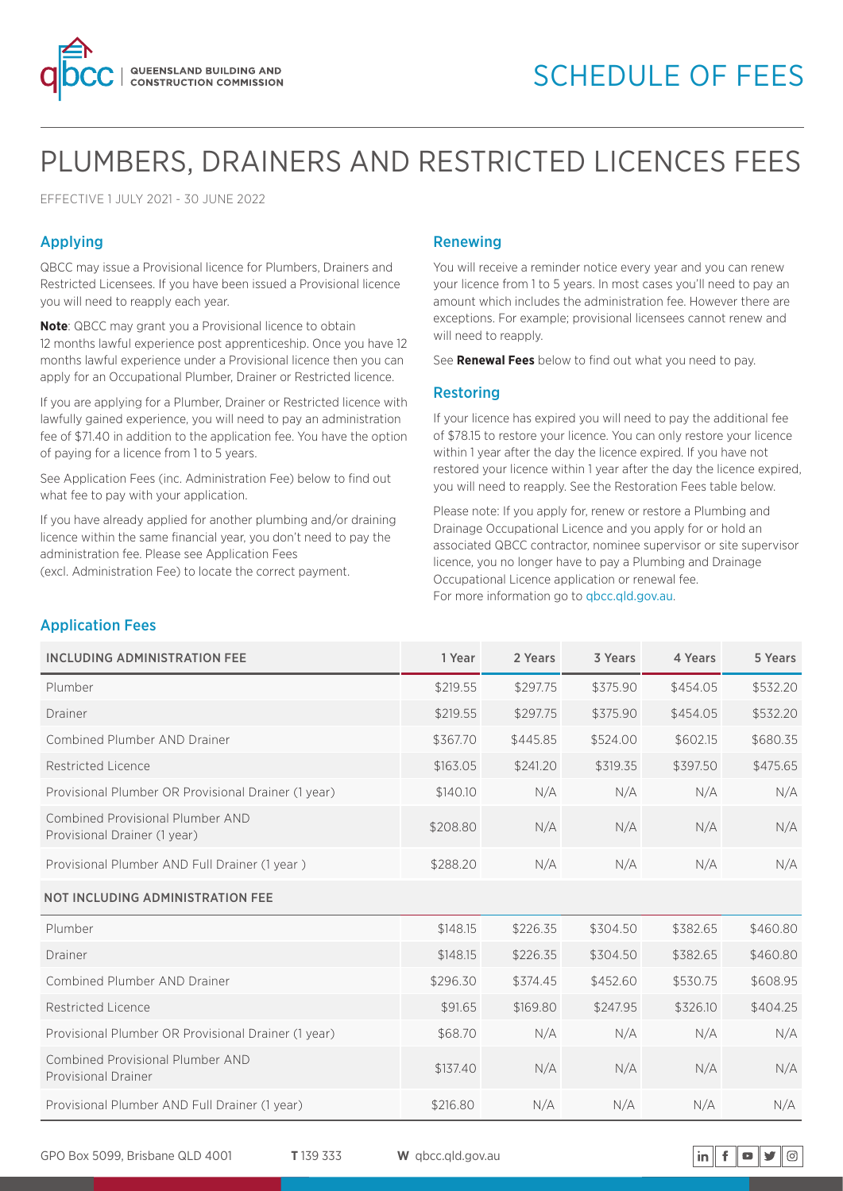# SCHEDULE OF FEES

# PLUMBERS, DRAINERS AND RESTRICTED LICENCES FEES

EFFECTIVE 1 JULY 2021 - 30 JUNE 2022

## Applying

QBCC may issue a Provisional licence for Plumbers, Drainers and Restricted Licensees. If you have been issued a Provisional licence you will need to reapply each year.

**Note**: QBCC may grant you a Provisional licence to obtain 12 months lawful experience post apprenticeship. Once you have 12 months lawful experience under a Provisional licence then you can apply for an Occupational Plumber, Drainer or Restricted licence.

If you are applying for a Plumber, Drainer or Restricted licence with lawfully gained experience, you will need to pay an administration fee of $71.40 in addition to the application fee. You have the option of paying for a licence from 1 to 5 years.

See Application Fees (inc. Administration Fee) below to find out what fee to pay with your application.

If you have already applied for another plumbing and/or draining licence within the same financial year, you don't need to pay the administration fee. Please see Application Fees (excl. Administration Fee) to locate the correct payment.

## Renewing

You will receive a reminder notice every year and you can renew your licence from 1 to 5 years. In most cases you'll need to pay an amount which includes the administration fee. However there are exceptions. For example; provisional licensees cannot renew and will need to reapply.

See **Renewal Fees** below to find out what you need to pay.

## Restoring

If your licence has expired you will need to pay the additional fee of $78.15 to restore your licence. You can only restore your licence within 1 year after the day the licence expired. If you have not restored your licence within 1 year after the day the licence expired, you will need to reapply. See the Restoration Fees table below.

Please note: If you apply for, renew or restore a Plumbing and Drainage Occupational Licence and you apply for or hold an associated QBCC contractor, nominee supervisor or site supervisor licence, you no longer have to pay a Plumbing and Drainage Occupational Licence application or renewal fee.
For more information go to qbcc.qld.gov.au.

## Application Fees

| INCLUDING ADMINISTRATION FEE | 1 Year | 2 Years | 3 Years | 4 Years | 5 Years |
|---|---|---|---|---|---|
| Plumber | $219.55 | $297.75 | $375.90 | $454.05 | $532.20 |
| Drainer | $219.55 | $297.75 | $375.90 | $454.05 | $532.20 |
| Combined Plumber AND Drainer | $367.70 | $445.85 | $524.00 | $602.15 | $680.35 |
| Restricted Licence | $163.05 | $241.20 | $319.35 | $397.50 | $475.65 |
| Provisional Plumber OR Provisional Drainer (1 year) | $140.10 | N/A | N/A | N/A | N/A |
| Combined Provisional Plumber AND Provisional Drainer (1 year) | $208.80 | N/A | N/A | N/A | N/A |
| Provisional Plumber AND Full Drainer (1 year ) | $288.20 | N/A | N/A | N/A | N/A |
| **NOT INCLUDING ADMINISTRATION FEE** | | | | | |
| Plumber | $148.15 | $226.35 | $304.50 | $382.65 | $460.80 |
| Drainer | $148.15 | $226.35 | $304.50 | $382.65 | $460.80 |
| Combined Plumber AND Drainer | $296.30 | $374.45 | $452.60 | $530.75 | $608.95 |
| Restricted Licence | $91.65 | $169.80 | $247.95 | $326.10 | $404.25 |
| Provisional Plumber OR Provisional Drainer (1 year) | $68.70 | N/A | N/A | N/A | N/A |
| Combined Provisional Plumber AND Provisional Drainer | $137.40 | N/A | N/A | N/A | N/A |
| Provisional Plumber AND Full Drainer (1 year) | $216.80 | N/A | N/A | N/A | N/A |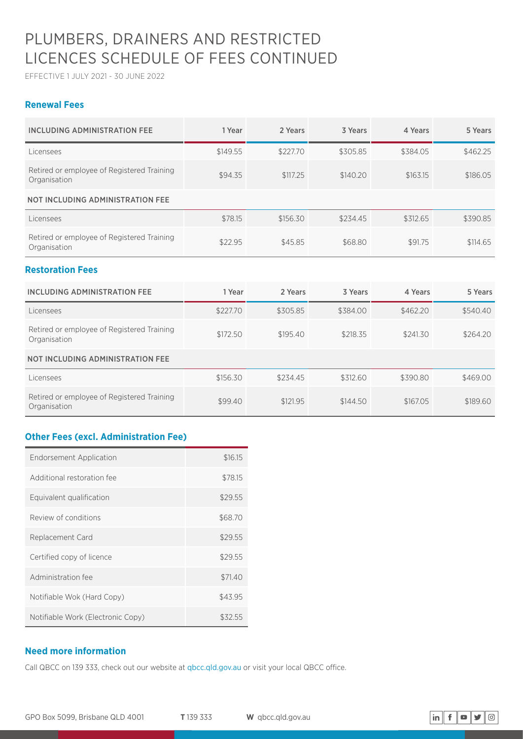# PLUMBERS, DRAINERS AND RESTRICTED LICENCES SCHEDULE OF FEES CONTINUED

EFFECTIVE 1 JULY 2021 - 30 JUNE 2022

## Renewal Fees

| INCLUDING ADMINISTRATION FEE | 1 Year | 2 Years | 3 Years | 4 Years | 5 Years |
|---|---|---|---|---|---|
| Licensees | $149.55 | $227.70 | $305.85 | $384.05 | $462.25 |
| Retired or employee of Registered Training Organisation | $94.35 | $117.25 | $140.20 | $163.15 | $186.05 |
| **NOT INCLUDING ADMINISTRATION FEE** | | | | | |
| Licensees | $78.15 | $156.30 | $234.45 | $312.65 | $390.85 |
| Retired or employee of Registered Training Organisation | $22.95 | $45.85 | $68.80 | $91.75 | $114.65 |

## Restoration Fees

| INCLUDING ADMINISTRATION FEE | 1 Year | 2 Years | 3 Years | 4 Years | 5 Years |
|---|---|---|---|---|---|
| Licensees | $227.70 | $305.85 | $384.00 | $462.20 | $540.40 |
| Retired or employee of Registered Training Organisation | $172.50 | $195.40 | $218.35 | $241.30 | $264.20 |
| **NOT INCLUDING ADMINISTRATION FEE** | | | | | |
| Licensees | $156.30 | $234.45 | $312.60 | $390.80 | $469.00 |
| Retired or employee of Registered Training Organisation | $99.40 | $121.95 | $144.50 | $167.05 | $189.60 |

## Other Fees (excl. Administration Fee)

| | |
|---|---|
| Endorsement Application | $16.15 |
| Additional restoration fee | $78.15 |
| Equivalent qualification | $29.55 |
| Review of conditions | $68.70 |
| Replacement Card | $29.55 |
| Certified copy of licence | $29.55 |
| Administration fee | $71.40 |
| Notifiable Wok (Hard Copy) | $43.95 |
| Notifiable Work (Electronic Copy) | $32.55 |

## Need more information

Call QBCC on 139 333, check out our website at qbcc.qld.gov.au or visit your local QBCC office.

GPO Box 5099, Brisbane QLD 4001 **T** 139 333 **W** qbcc.qld.gov.au